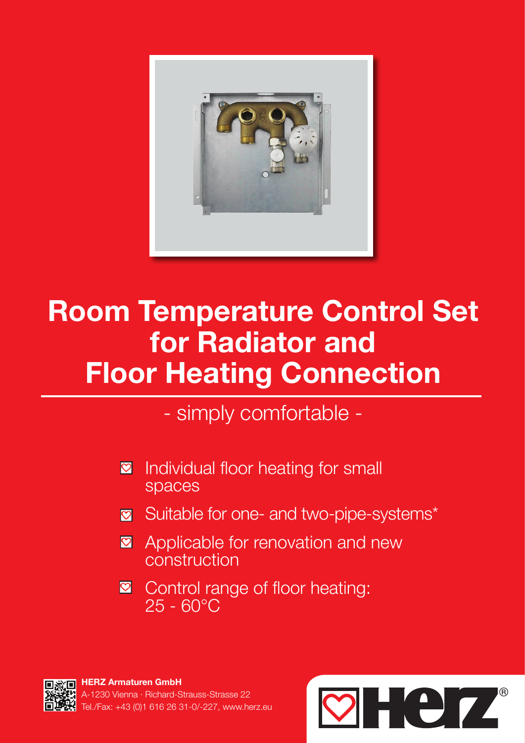# Room Temperature Control Set for Radiator and Floor Heating Connection

- simply comfortable -

- Individual floor heating for small spaces
- Suitable for one- and two-pipe-systems*
- Applicable for renovation and new construction
- Control range of floor heating: 25 - 60°C

**HERZ Armaturen GmbH**
A-1230 Vienna · Richard-Strauss-Strasse 22
Tel./Fax: +43 (0)1 616 26 31-0/-227, www.herz.eu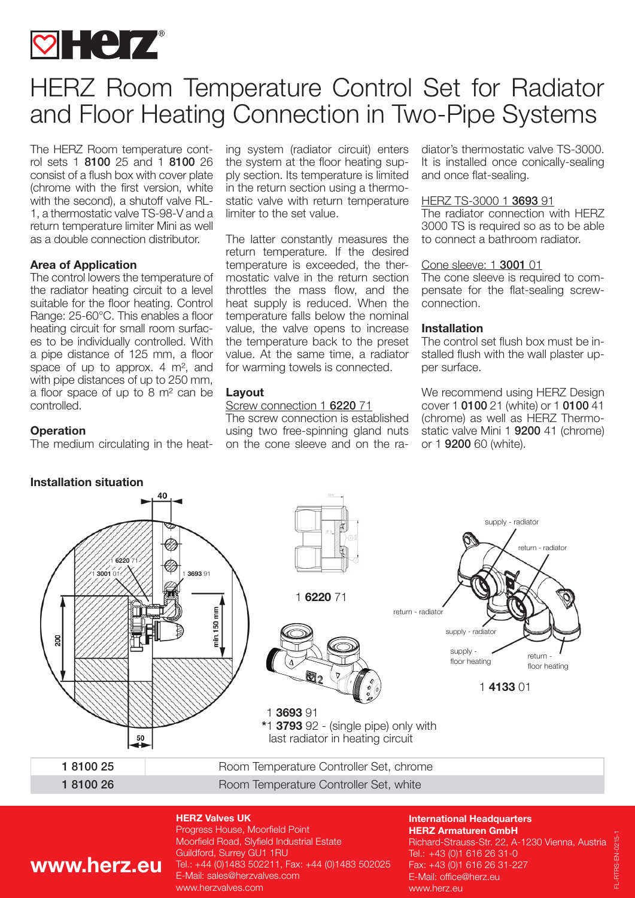# HERZ Room Temperature Control Set for Radiator and Floor Heating Connection in Two-Pipe Systems

The HERZ Room temperature control sets 1 **8100** 25 and 1 **8100** 26 consist of a flush box with cover plate (chrome with the first version, white with the second), a shutoff valve RL-1, a thermostatic valve TS-98-V and a return temperature limiter Mini as well as a double connection distributor.

### Area of Application

The control lowers the temperature of the radiator heating circuit to a level suitable for the floor heating. Control Range: 25-60°C. This enables a floor heating circuit for small room surfaces to be individually controlled. With a pipe distance of 125 mm, a floor space of up to approx. 4 m², and with pipe distances of up to 250 mm, a floor space of up to 8 m² can be controlled.

### Operation

The medium circulating in the heating system (radiator circuit) enters the system at the floor heating supply section. Its temperature is limited in the return section using a thermostatic valve with return temperature limiter to the set value.

The latter constantly measures the return temperature. If the desired temperature is exceeded, the thermostatic valve in the return section throttles the mass flow, and the heat supply is reduced. When the temperature falls below the nominal value, the valve opens to increase the temperature back to the preset value. At the same time, a radiator for warming towels is connected.

### Layout

Screw connection 1 **6220** 71
The screw connection is established using two free-spinning gland nuts on the cone sleeve and on the radiator's thermostatic valve TS-3000. It is installed once conically-sealing and once flat-sealing.

HERZ TS-3000 1 **3693** 91
The radiator connection with HERZ 3000 TS is required so as to be able to connect a bathroom radiator.

Cone sleeve: 1 **3001** 01
The cone sleeve is required to compensate for the flat-sealing screw-connection.

### Installation

The control set flush box must be installed flush with the wall plaster upper surface.

We recommend using HERZ Design cover 1 **0100** 21 (white) or 1 **0100** 41 (chrome) as well as HERZ Thermostatic valve Mini 1 **9200** 41 (chrome) or 1 **9200** 60 (white).

### Installation situation

40

1 6220 71

1 3001 01

1 3693 91

200

min.150 mm

50

1 **6220** 71

1 **3693** 91
*1 **3793** 92 - (single pipe) only with last radiator in heating circuit

supply - radiator

return - radiator

return - radiator

supply - radiator

supply - floor heating

return - floor heating

1 **4133** 01

| | |
|---|---|
| **1 8100 25** | Room Temperature Controller Set, chrome |
| **1 8100 26** | Room Temperature Controller Set, white |

**www.herz.eu**

**HERZ Valves UK**
Progress House, Moorfield Point
Moorfield Road, Slyfield Industrial Estate
Guildford, Surrey GU1 1RU
Tel.: +44 (0)1483 502211, Fax: +44 (0)1483 502025
E-Mail: sales@herzvalves.com
www.herzvalves.com

**International Headquarters**
**HERZ Armaturen GmbH**
Richard-Strauss-Str. 22, A-1230 Vienna, Austria
Tel.: +43 (0)1 616 26 31-0
Fax: +43 (0)1 616 26 31-227
E-Mail: office@herz.eu
www.herz.eu

FL-RTRS-EN-0215-1